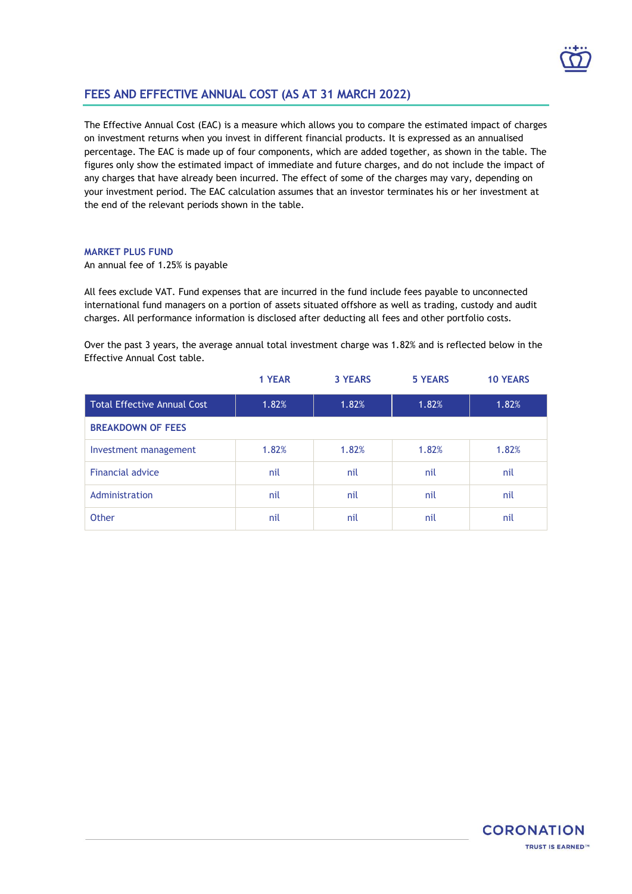## FEES AND EFFECTIVE ANNUAL COST (AS AT 31 MARCH 2022)

The Effective Annual Cost (EAC) is a measure which allows you to compare the estimated impact of charges on investment returns when you invest in different financial products. It is expressed as an annualised percentage. The EAC is made up of four components, which are added together, as shown in the table. The figures only show the estimated impact of immediate and future charges, and do not include the impact of any charges that have already been incurred. The effect of some of the charges may vary, depending on your investment period. The EAC calculation assumes that an investor terminates his or her investment at the end of the relevant periods shown in the table.

### MARKET PLUS FUND

An annual fee of 1.25% is payable

All fees exclude VAT. Fund expenses that are incurred in the fund include fees payable to unconnected international fund managers on a portion of assets situated offshore as well as trading, custody and audit charges. All performance information is disclosed after deducting all fees and other portfolio costs.

Over the past 3 years, the average annual total investment charge was 1.82% and is reflected below in the Effective Annual Cost table.

| | 1 YEAR | 3 YEARS | 5 YEARS | 10 YEARS |
|---|---|---|---|---|
| Total Effective Annual Cost | 1.82% | 1.82% | 1.82% | 1.82% |
| **BREAKDOWN OF FEES** | | | | |
| Investment management | 1.82% | 1.82% | 1.82% | 1.82% |
| Financial advice | nil | nil | nil | nil |
| Administration | nil | nil | nil | nil |
| Other | nil | nil | nil | nil |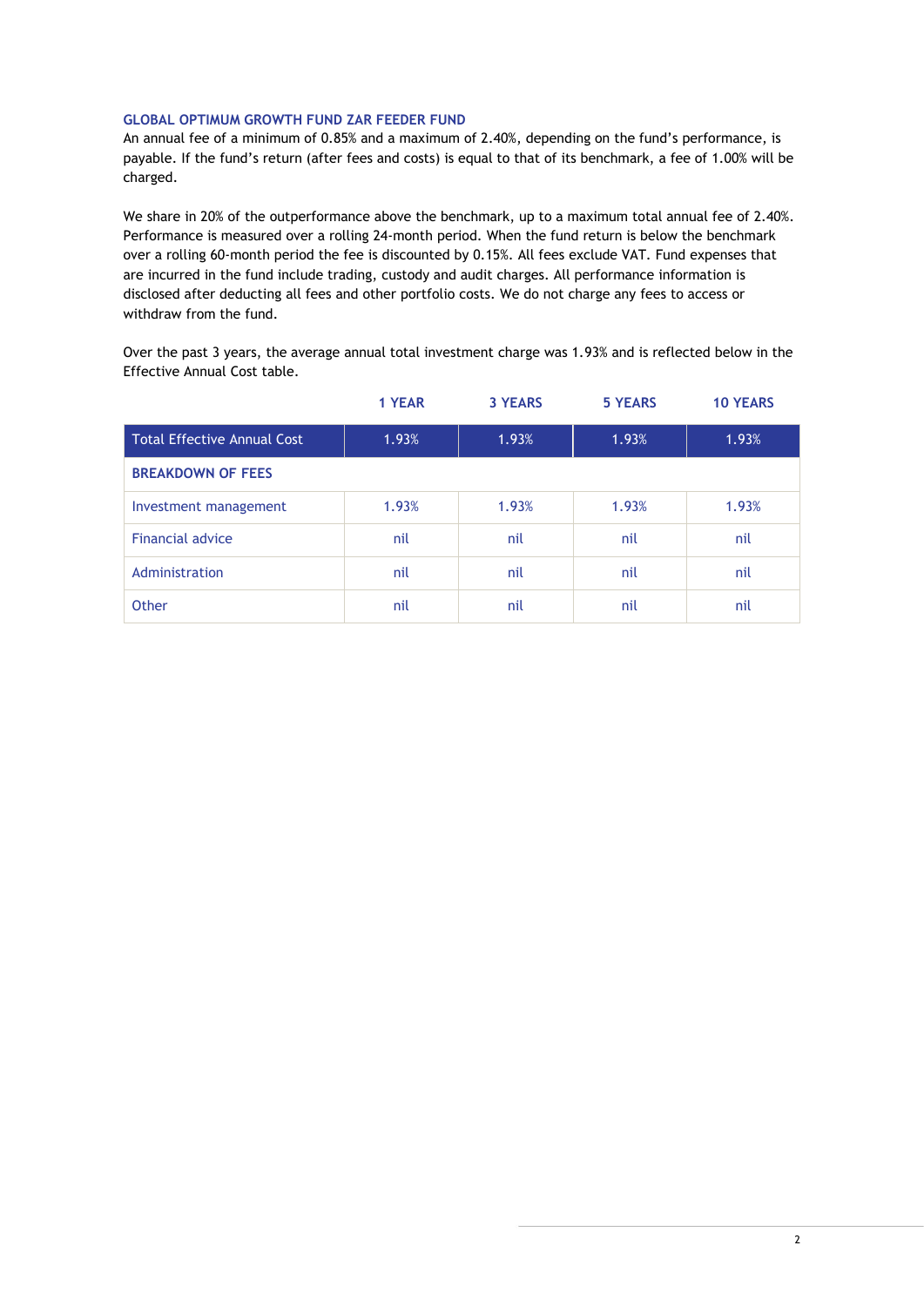### GLOBAL OPTIMUM GROWTH FUND ZAR FEEDER FUND

An annual fee of a minimum of 0.85% and a maximum of 2.40%, depending on the fund's performance, is payable. If the fund's return (after fees and costs) is equal to that of its benchmark, a fee of 1.00% will be charged.

We share in 20% of the outperformance above the benchmark, up to a maximum total annual fee of 2.40%. Performance is measured over a rolling 24-month period. When the fund return is below the benchmark over a rolling 60-month period the fee is discounted by 0.15%. All fees exclude VAT. Fund expenses that are incurred in the fund include trading, custody and audit charges. All performance information is disclosed after deducting all fees and other portfolio costs. We do not charge any fees to access or withdraw from the fund.

Over the past 3 years, the average annual total investment charge was 1.93% and is reflected below in the Effective Annual Cost table.

| | 1 YEAR | 3 YEARS | 5 YEARS | 10 YEARS |
|---|---|---|---|---|
| Total Effective Annual Cost | 1.93% | 1.93% | 1.93% | 1.93% |
| **BREAKDOWN OF FEES** | | | | |
| Investment management | 1.93% | 1.93% | 1.93% | 1.93% |
| Financial advice | nil | nil | nil | nil |
| Administration | nil | nil | nil | nil |
| Other | nil | nil | nil | nil |